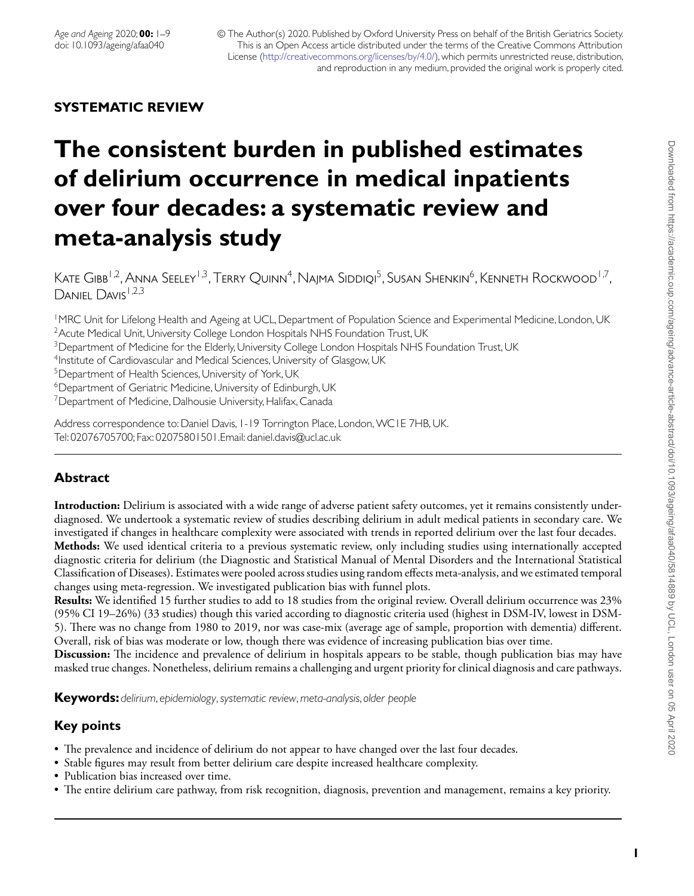**SYSTEMATIC REVIEW**

# The consistent burden in published estimates of delirium occurrence in medical inpatients over four decades: a systematic review and meta-analysis study

Kate Gibb[1,2], Anna Seeley[1,3], Terry Quinn[4], Najma Siddiqi[5], Susan Shenkin[6], Kenneth Rockwood[1,7], Daniel Davis[1,2,3]

[1]MRC Unit for Lifelong Health and Ageing at UCL, Department of Population Science and Experimental Medicine, London, UK
[2]Acute Medical Unit, University College London Hospitals NHS Foundation Trust, UK
[3]Department of Medicine for the Elderly, University College London Hospitals NHS Foundation Trust, UK
[4]Institute of Cardiovascular and Medical Sciences, University of Glasgow, UK
[5]Department of Health Sciences, University of York, UK
[6]Department of Geriatric Medicine, University of Edinburgh, UK
[7]Department of Medicine, Dalhousie University, Halifax, Canada

Address correspondence to: Daniel Davis, 1-19 Torrington Place, London, WC1E 7HB, UK. Tel: 02076705700; Fax: 02075801501. Email: daniel.davis@ucl.ac.uk

## Abstract

**Introduction:** Delirium is associated with a wide range of adverse patient safety outcomes, yet it remains consistently underdiagnosed. We undertook a systematic review of studies describing delirium in adult medical patients in secondary care. We investigated if changes in healthcare complexity were associated with trends in reported delirium over the last four decades.

**Methods:** We used identical criteria to a previous systematic review, only including studies using internationally accepted diagnostic criteria for delirium (the Diagnostic and Statistical Manual of Mental Disorders and the International Statistical Classification of Diseases). Estimates were pooled across studies using random effects meta-analysis, and we estimated temporal changes using meta-regression. We investigated publication bias with funnel plots.

**Results:** We identified 15 further studies to add to 18 studies from the original review. Overall delirium occurrence was 23% (95% CI 19–26%) (33 studies) though this varied according to diagnostic criteria used (highest in DSM-IV, lowest in DSM-5). There was no change from 1980 to 2019, nor was case-mix (average age of sample, proportion with dementia) different. Overall, risk of bias was moderate or low, though there was evidence of increasing publication bias over time.

**Discussion:** The incidence and prevalence of delirium in hospitals appears to be stable, though publication bias may have masked true changes. Nonetheless, delirium remains a challenging and urgent priority for clinical diagnosis and care pathways.

**Keywords:** *delirium, epidemiology, systematic review, meta-analysis, older people*

## Key points

- The prevalence and incidence of delirium do not appear to have changed over the last four decades.
- Stable figures may result from better delirium care despite increased healthcare complexity.
- Publication bias increased over time.
- The entire delirium care pathway, from risk recognition, diagnosis, prevention and management, remains a key priority.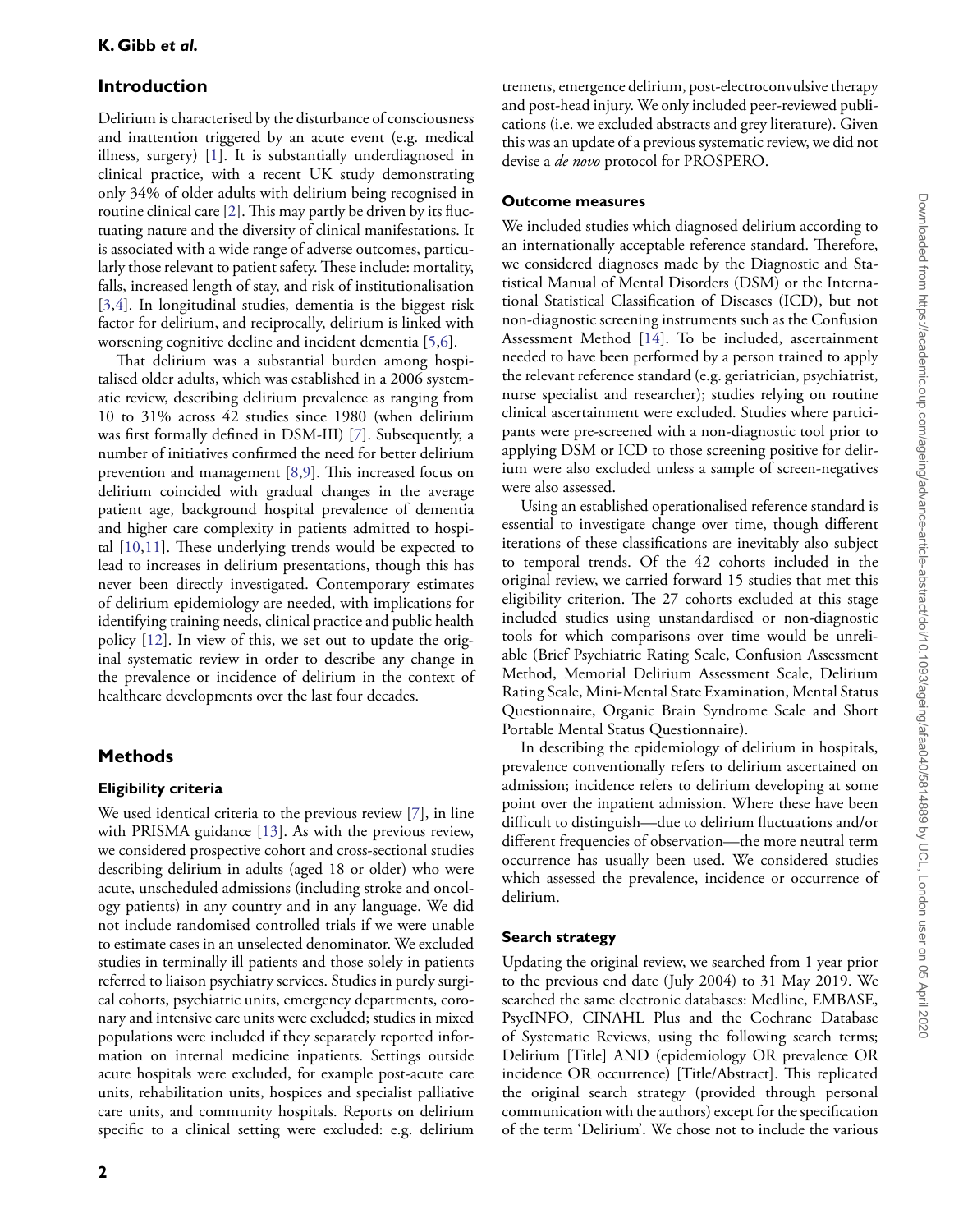## Introduction

Delirium is characterised by the disturbance of consciousness and inattention triggered by an acute event (e.g. medical illness, surgery) [1]. It is substantially underdiagnosed in clinical practice, with a recent UK study demonstrating only 34% of older adults with delirium being recognised in routine clinical care [2]. This may partly be driven by its fluctuating nature and the diversity of clinical manifestations. It is associated with a wide range of adverse outcomes, particularly those relevant to patient safety. These include: mortality, falls, increased length of stay, and risk of institutionalisation [3,4]. In longitudinal studies, dementia is the biggest risk factor for delirium, and reciprocally, delirium is linked with worsening cognitive decline and incident dementia [5,6].

That delirium was a substantial burden among hospitalised older adults, which was established in a 2006 systematic review, describing delirium prevalence as ranging from 10 to 31% across 42 studies since 1980 (when delirium was first formally defined in DSM-III) [7]. Subsequently, a number of initiatives confirmed the need for better delirium prevention and management [8,9]. This increased focus on delirium coincided with gradual changes in the average patient age, background hospital prevalence of dementia and higher care complexity in patients admitted to hospital [10,11]. These underlying trends would be expected to lead to increases in delirium presentations, though this has never been directly investigated. Contemporary estimates of delirium epidemiology are needed, with implications for identifying training needs, clinical practice and public health policy [12]. In view of this, we set out to update the original systematic review in order to describe any change in the prevalence or incidence of delirium in the context of healthcare developments over the last four decades.

## Methods

### Eligibility criteria

We used identical criteria to the previous review [7], in line with PRISMA guidance [13]. As with the previous review, we considered prospective cohort and cross-sectional studies describing delirium in adults (aged 18 or older) who were acute, unscheduled admissions (including stroke and oncology patients) in any country and in any language. We did not include randomised controlled trials if we were unable to estimate cases in an unselected denominator. We excluded studies in terminally ill patients and those solely in patients referred to liaison psychiatry services. Studies in purely surgical cohorts, psychiatric units, emergency departments, coronary and intensive care units were excluded; studies in mixed populations were included if they separately reported information on internal medicine inpatients. Settings outside acute hospitals were excluded, for example post-acute care units, rehabilitation units, hospices and specialist palliative care units, and community hospitals. Reports on delirium specific to a clinical setting were excluded: e.g. delirium tremens, emergence delirium, post-electroconvulsive therapy and post-head injury. We only included peer-reviewed publications (i.e. we excluded abstracts and grey literature). Given this was an update of a previous systematic review, we did not devise a *de novo* protocol for PROSPERO.

### Outcome measures

We included studies which diagnosed delirium according to an internationally acceptable reference standard. Therefore, we considered diagnoses made by the Diagnostic and Statistical Manual of Mental Disorders (DSM) or the International Statistical Classification of Diseases (ICD), but not non-diagnostic screening instruments such as the Confusion Assessment Method [14]. To be included, ascertainment needed to have been performed by a person trained to apply the relevant reference standard (e.g. geriatrician, psychiatrist, nurse specialist and researcher); studies relying on routine clinical ascertainment were excluded. Studies where participants were pre-screened with a non-diagnostic tool prior to applying DSM or ICD to those screening positive for delirium were also excluded unless a sample of screen-negatives were also assessed.

Using an established operationalised reference standard is essential to investigate change over time, though different iterations of these classifications are inevitably also subject to temporal trends. Of the 42 cohorts included in the original review, we carried forward 15 studies that met this eligibility criterion. The 27 cohorts excluded at this stage included studies using unstandardised or non-diagnostic tools for which comparisons over time would be unreliable (Brief Psychiatric Rating Scale, Confusion Assessment Method, Memorial Delirium Assessment Scale, Delirium Rating Scale, Mini-Mental State Examination, Mental Status Questionnaire, Organic Brain Syndrome Scale and Short Portable Mental Status Questionnaire).

In describing the epidemiology of delirium in hospitals, prevalence conventionally refers to delirium ascertained on admission; incidence refers to delirium developing at some point over the inpatient admission. Where these have been difficult to distinguish—due to delirium fluctuations and/or different frequencies of observation—the more neutral term occurrence has usually been used. We considered studies which assessed the prevalence, incidence or occurrence of delirium.

### Search strategy

Updating the original review, we searched from 1 year prior to the previous end date (July 2004) to 31 May 2019. We searched the same electronic databases: Medline, EMBASE, PsycINFO, CINAHL Plus and the Cochrane Database of Systematic Reviews, using the following search terms; Delirium [Title] AND (epidemiology OR prevalence OR incidence OR occurrence) [Title/Abstract]. This replicated the original search strategy (provided through personal communication with the authors) except for the specification of the term 'Delirium'. We chose not to include the various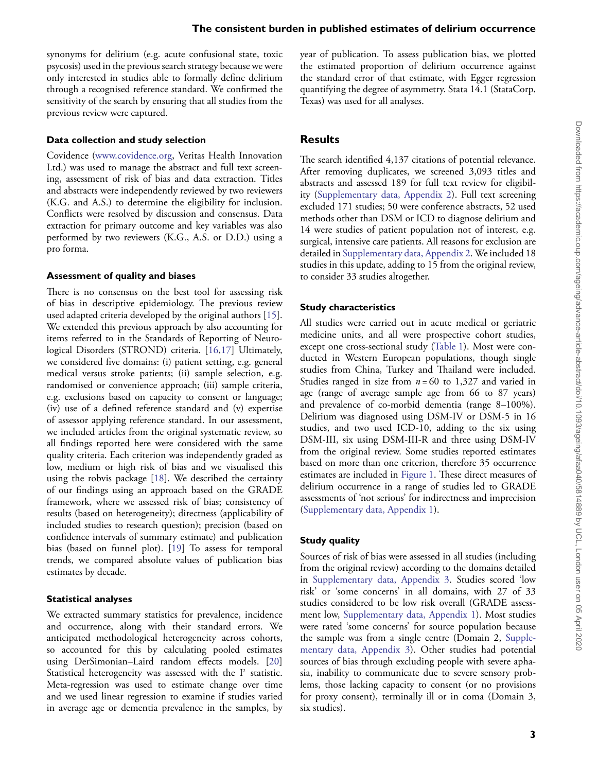synonyms for delirium (e.g. acute confusional state, toxic psycosis) used in the previous search strategy because we were only interested in studies able to formally define delirium through a recognised reference standard. We confirmed the sensitivity of the search by ensuring that all studies from the previous review were captured.

### Data collection and study selection

Covidence (www.covidence.org, Veritas Health Innovation Ltd.) was used to manage the abstract and full text screening, assessment of risk of bias and data extraction. Titles and abstracts were independently reviewed by two reviewers (K.G. and A.S.) to determine the eligibility for inclusion. Conflicts were resolved by discussion and consensus. Data extraction for primary outcome and key variables was also performed by two reviewers (K.G., A.S. or D.D.) using a pro forma.

### Assessment of quality and biases

There is no consensus on the best tool for assessing risk of bias in descriptive epidemiology. The previous review used adapted criteria developed by the original authors [15]. We extended this previous approach by also accounting for items referred to in the Standards of Reporting of Neurological Disorders (STROND) criteria. [16,17] Ultimately, we considered five domains: (i) patient setting, e.g. general medical versus stroke patients; (ii) sample selection, e.g. randomised or convenience approach; (iii) sample criteria, e.g. exclusions based on capacity to consent or language; (iv) use of a defined reference standard and (v) expertise of assessor applying reference standard. In our assessment, we included articles from the original systematic review, so all findings reported here were considered with the same quality criteria. Each criterion was independently graded as low, medium or high risk of bias and we visualised this using the robvis package [18]. We described the certainty of our findings using an approach based on the GRADE framework, where we assessed risk of bias; consistency of results (based on heterogeneity); directness (applicability of included studies to research question); precision (based on confidence intervals of summary estimate) and publication bias (based on funnel plot). [19] To assess for temporal trends, we compared absolute values of publication bias estimates by decade.

### Statistical analyses

We extracted summary statistics for prevalence, incidence and occurrence, along with their standard errors. We anticipated methodological heterogeneity across cohorts, so accounted for this by calculating pooled estimates using DerSimonian–Laird random effects models. [20] Statistical heterogeneity was assessed with the $I^2$ statistic. Meta-regression was used to estimate change over time and we used linear regression to examine if studies varied in average age or dementia prevalence in the samples, by year of publication. To assess publication bias, we plotted the estimated proportion of delirium occurrence against the standard error of that estimate, with Egger regression quantifying the degree of asymmetry. Stata 14.1 (StataCorp, Texas) was used for all analyses.

## Results

The search identified 4,137 citations of potential relevance. After removing duplicates, we screened 3,093 titles and abstracts and assessed 189 for full text review for eligibility (Supplementary data, Appendix 2). Full text screening excluded 171 studies; 50 were conference abstracts, 52 used methods other than DSM or ICD to diagnose delirium and 14 were studies of patient population not of interest, e.g. surgical, intensive care patients. All reasons for exclusion are detailed in Supplementary data, Appendix 2. We included 18 studies in this update, adding to 15 from the original review, to consider 33 studies altogether.

### Study characteristics

All studies were carried out in acute medical or geriatric medicine units, and all were prospective cohort studies, except one cross-sectional study (Table 1). Most were conducted in Western European populations, though single studies from China, Turkey and Thailand were included. Studies ranged in size from $n = 60$ to 1,327 and varied in age (range of average sample age from 66 to 87 years) and prevalence of co-morbid dementia (range 8–100%). Delirium was diagnosed using DSM-IV or DSM-5 in 16 studies, and two used ICD-10, adding to the six using DSM-III, six using DSM-III-R and three using DSM-IV from the original review. Some studies reported estimates based on more than one criterion, therefore 35 occurrence estimates are included in Figure 1. These direct measures of delirium occurrence in a range of studies led to GRADE assessments of 'not serious' for indirectness and imprecision (Supplementary data, Appendix 1).

### Study quality

Sources of risk of bias were assessed in all studies (including from the original review) according to the domains detailed in Supplementary data, Appendix 3. Studies scored 'low risk' or 'some concerns' in all domains, with 27 of 33 studies considered to be low risk overall (GRADE assessment low, Supplementary data, Appendix 1). Most studies were rated 'some concerns' for source population because the sample was from a single centre (Domain 2, Supplementary data, Appendix 3). Other studies had potential sources of bias through excluding people with severe aphasia, inability to communicate due to severe sensory problems, those lacking capacity to consent (or no provisions for proxy consent), terminally ill or in coma (Domain 3, six studies).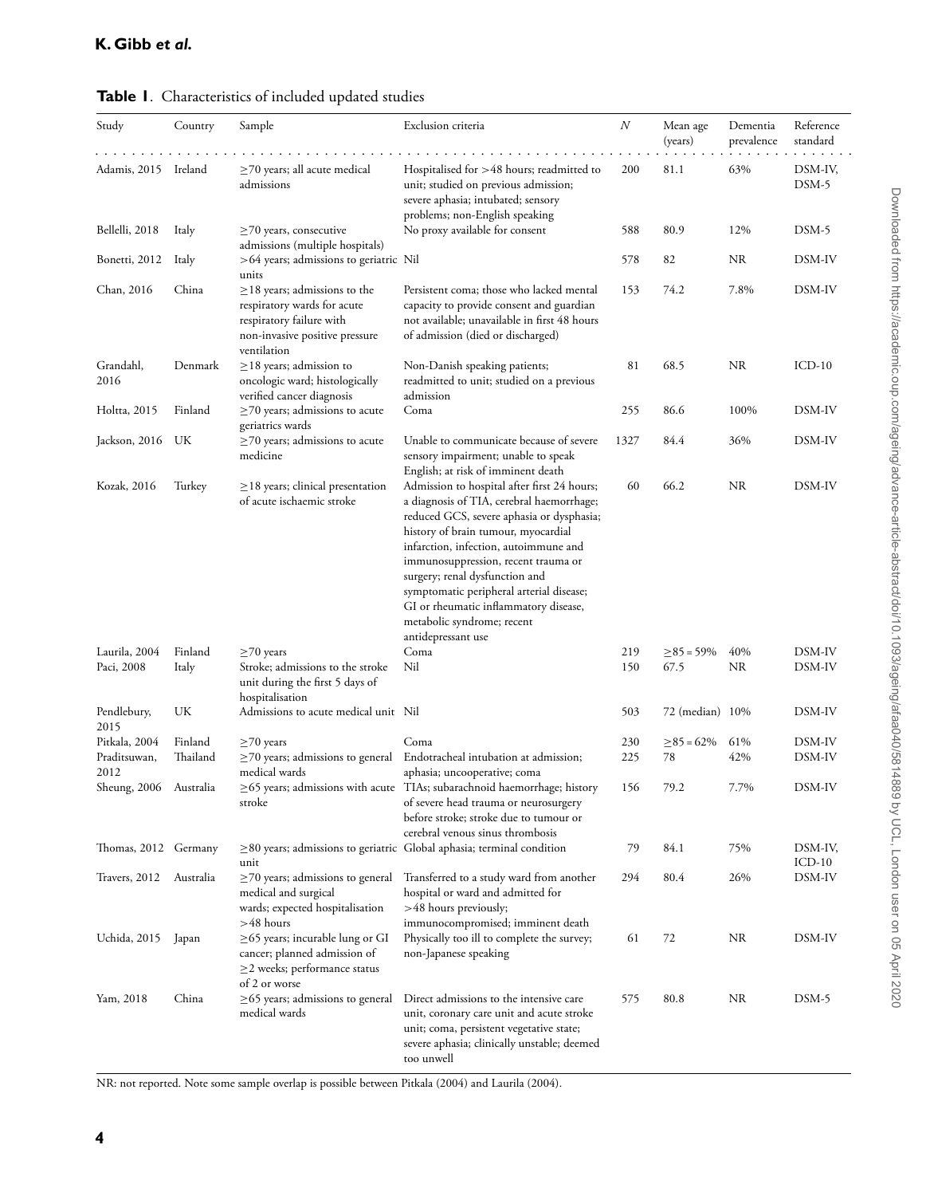**Table 1**. Characteristics of included updated studies

| Study | Country | Sample | Exclusion criteria | $N$ | Mean age (years) | Dementia prevalence | Reference standard |
|---|---|---|---|---|---|---|---|
| Adamis, 2015 | Ireland | ≥70 years; all acute medical admissions | Hospitalised for >48 hours; readmitted to unit; studied on previous admission; severe aphasia; intubated; sensory problems; non-English speaking | 200 | 81.1 | 63% | DSM-IV, DSM-5 |
| Bellelli, 2018 | Italy | ≥70 years, consecutive admissions (multiple hospitals) | No proxy available for consent | 588 | 80.9 | 12% | DSM-5 |
| Bonetti, 2012 | Italy | >64 years; admissions to geriatric units | Nil | 578 | 82 | NR | DSM-IV |
| Chan, 2016 | China | ≥18 years; admissions to the respiratory wards for acute respiratory failure with non-invasive positive pressure ventilation | Persistent coma; those who lacked mental capacity to provide consent and guardian not available; unavailable in first 48 hours of admission (died or discharged) | 153 | 74.2 | 7.8% | DSM-IV |
| Grandahl, 2016 | Denmark | ≥18 years; admission to oncologic ward; histologically verified cancer diagnosis | Non-Danish speaking patients; readmitted to unit; studied on a previous admission | 81 | 68.5 | NR | ICD-10 |
| Holtta, 2015 | Finland | ≥70 years; admissions to acute geriatrics wards | Coma | 255 | 86.6 | 100% | DSM-IV |
| Jackson, 2016 | UK | ≥70 years; admissions to acute medicine | Unable to communicate because of severe sensory impairment; unable to speak English; at risk of imminent death | 1327 | 84.4 | 36% | DSM-IV |
| Kozak, 2016 | Turkey | ≥18 years; clinical presentation of acute ischaemic stroke | Admission to hospital after first 24 hours; a diagnosis of TIA, cerebral haemorrhage; reduced GCS, severe aphasia or dysphasia; history of brain tumour, myocardial infarction, infection, autoimmune and immunosuppression, recent trauma or surgery; renal dysfunction and symptomatic peripheral arterial disease; GI or rheumatic inflammatory disease, metabolic syndrome; recent antidepressant use | 60 | 66.2 | NR | DSM-IV |
| Laurila, 2004 | Finland | ≥70 years | Coma | 219 | ≥85 = 59% | 40% | DSM-IV |
| Paci, 2008 | Italy | Stroke; admissions to the stroke unit during the first 5 days of hospitalisation | Nil | 150 | 67.5 | NR | DSM-IV |
| Pendlebury, 2015 | UK | Admissions to acute medical unit | Nil | 503 | 72 (median) | 10% | DSM-IV |
| Pitkala, 2004 | Finland | ≥70 years | Coma | 230 | ≥85 = 62% | 61% | DSM-IV |
| Praditsuwan, 2012 | Thailand | ≥70 years; admissions to general medical wards | Endotracheal intubation at admission; aphasia; uncooperative; coma | 225 | 78 | 42% | DSM-IV |
| Sheung, 2006 | Australia | ≥65 years; admissions with acute stroke | TIAs; subarachnoid haemorrhage; history of severe head trauma or neurosurgery before stroke; stroke due to tumour or cerebral venous sinus thrombosis | 156 | 79.2 | 7.7% | DSM-IV |
| Thomas, 2012 | Germany | ≥80 years; admissions to geriatric unit | Global aphasia; terminal condition | 79 | 84.1 | 75% | DSM-IV, ICD-10 |
| Travers, 2012 | Australia | ≥70 years; admissions to general medical and surgical wards; expected hospitalisation >48 hours | Transferred to a study ward from another hospital or ward and admitted for >48 hours previously; immunocompromised; imminent death | 294 | 80.4 | 26% | DSM-IV |
| Uchida, 2015 | Japan | ≥65 years; incurable lung or GI cancer; planned admission of ≥2 weeks; performance status of 2 or worse | Physically too ill to complete the survey; non-Japanese speaking | 61 | 72 | NR | DSM-IV |
| Yam, 2018 | China | ≥65 years; admissions to general medical wards | Direct admissions to the intensive care unit, coronary care unit and acute stroke unit; coma, persistent vegetative state; severe aphasia; clinically unstable; deemed too unwell | 575 | 80.8 | NR | DSM-5 |

NR: not reported. Note some sample overlap is possible between Pitkala (2004) and Laurila (2004).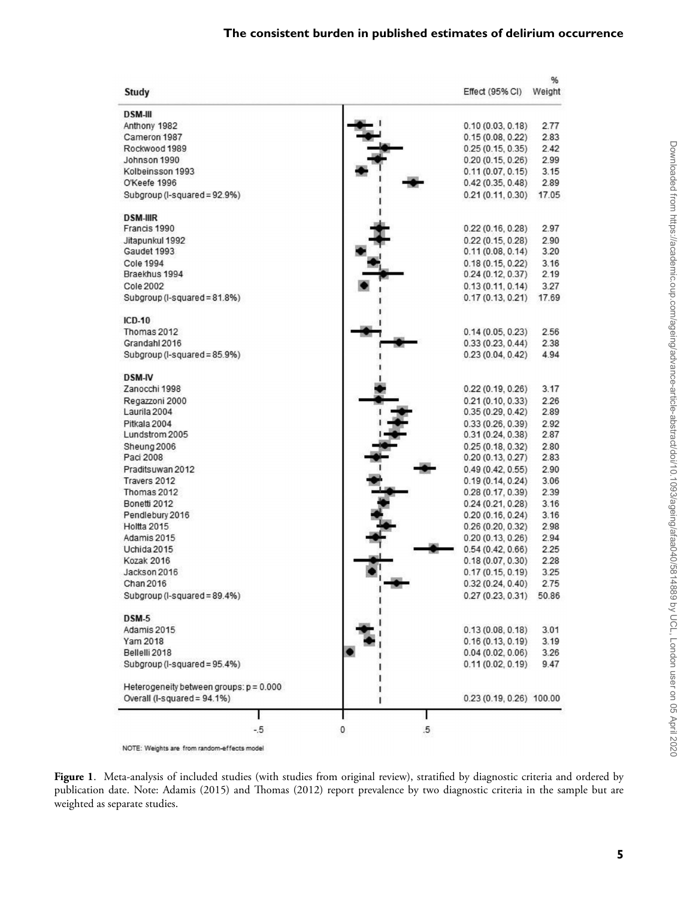| Study | Effect (95% CI) | % Weight |
|---|---|---|
| **DSM-III** | | |
| Anthony 1982 | 0.10 (0.03, 0.18) | 2.77 |
| Cameron 1987 | 0.15 (0.08, 0.22) | 2.83 |
| Rockwood 1989 | 0.25 (0.15, 0.35) | 2.42 |
| Johnson 1990 | 0.20 (0.15, 0.26) | 2.99 |
| Kolbeinsson 1993 | 0.11 (0.07, 0.15) | 3.15 |
| O'Keefe 1996 | 0.42 (0.35, 0.48) | 2.89 |
| Subgroup (I-squared = 92.9%) | 0.21 (0.11, 0.30) | 17.05 |
| **DSM-IIIR** | | |
| Francis 1990 | 0.22 (0.16, 0.28) | 2.97 |
| Jitapunkul 1992 | 0.22 (0.15, 0.28) | 2.90 |
| Gaudet 1993 | 0.11 (0.08, 0.14) | 3.20 |
| Cole 1994 | 0.18 (0.15, 0.22) | 3.16 |
| Braekhus 1994 | 0.24 (0.12, 0.37) | 2.19 |
| Cole 2002 | 0.13 (0.11, 0.14) | 3.27 |
| Subgroup (I-squared = 81.8%) | 0.17 (0.13, 0.21) | 17.69 |
| **ICD-10** | | |
| Thomas 2012 | 0.14 (0.05, 0.23) | 2.56 |
| Grandahl 2016 | 0.33 (0.23, 0.44) | 2.38 |
| Subgroup (I-squared = 85.9%) | 0.23 (0.04, 0.42) | 4.94 |
| **DSM-IV** | | |
| Zanocchi 1998 | 0.22 (0.19, 0.26) | 3.17 |
| Regazzoni 2000 | 0.21 (0.10, 0.33) | 2.26 |
| Laurila 2004 | 0.35 (0.29, 0.42) | 2.89 |
| Pitkala 2004 | 0.33 (0.26, 0.39) | 2.92 |
| Lundstrom 2005 | 0.31 (0.24, 0.38) | 2.87 |
| Sheung 2006 | 0.25 (0.18, 0.32) | 2.80 |
| Paci 2008 | 0.20 (0.13, 0.27) | 2.83 |
| Praditsuwan 2012 | 0.49 (0.42, 0.55) | 2.90 |
| Travers 2012 | 0.19 (0.14, 0.24) | 3.06 |
| Thomas 2012 | 0.28 (0.17, 0.39) | 2.39 |
| Bonetti 2012 | 0.24 (0.21, 0.28) | 3.16 |
| Pendlebury 2016 | 0.20 (0.16, 0.24) | 3.16 |
| Holtta 2015 | 0.26 (0.20, 0.32) | 2.98 |
| Adamis 2015 | 0.20 (0.13, 0.26) | 2.94 |
| Uchida 2015 | 0.54 (0.42, 0.66) | 2.25 |
| Kozak 2016 | 0.18 (0.07, 0.30) | 2.28 |
| Jackson 2016 | 0.17 (0.15, 0.19) | 3.25 |
| Chan 2016 | 0.32 (0.24, 0.40) | 2.75 |
| Subgroup (I-squared = 89.4%) | 0.27 (0.23, 0.31) | 50.86 |
| **DSM-5** | | |
| Adamis 2015 | 0.13 (0.08, 0.18) | 3.01 |
| Yam 2018 | 0.16 (0.13, 0.19) | 3.19 |
| Bellelli 2018 | 0.04 (0.02, 0.06) | 3.26 |
| Subgroup (I-squared = 95.4%) | 0.11 (0.02, 0.19) | 9.47 |
| Heterogeneity between groups: p = 0.000 | | |
| Overall (I-squared = 94.1%) | 0.23 (0.19, 0.26) | 100.00 |

NOTE: Weights are from random-effects model

**Figure 1**. Meta-analysis of included studies (with studies from original review), stratified by diagnostic criteria and ordered by publication date. Note: Adamis (2015) and Thomas (2012) report prevalence by two diagnostic criteria in the sample but are weighted as separate studies.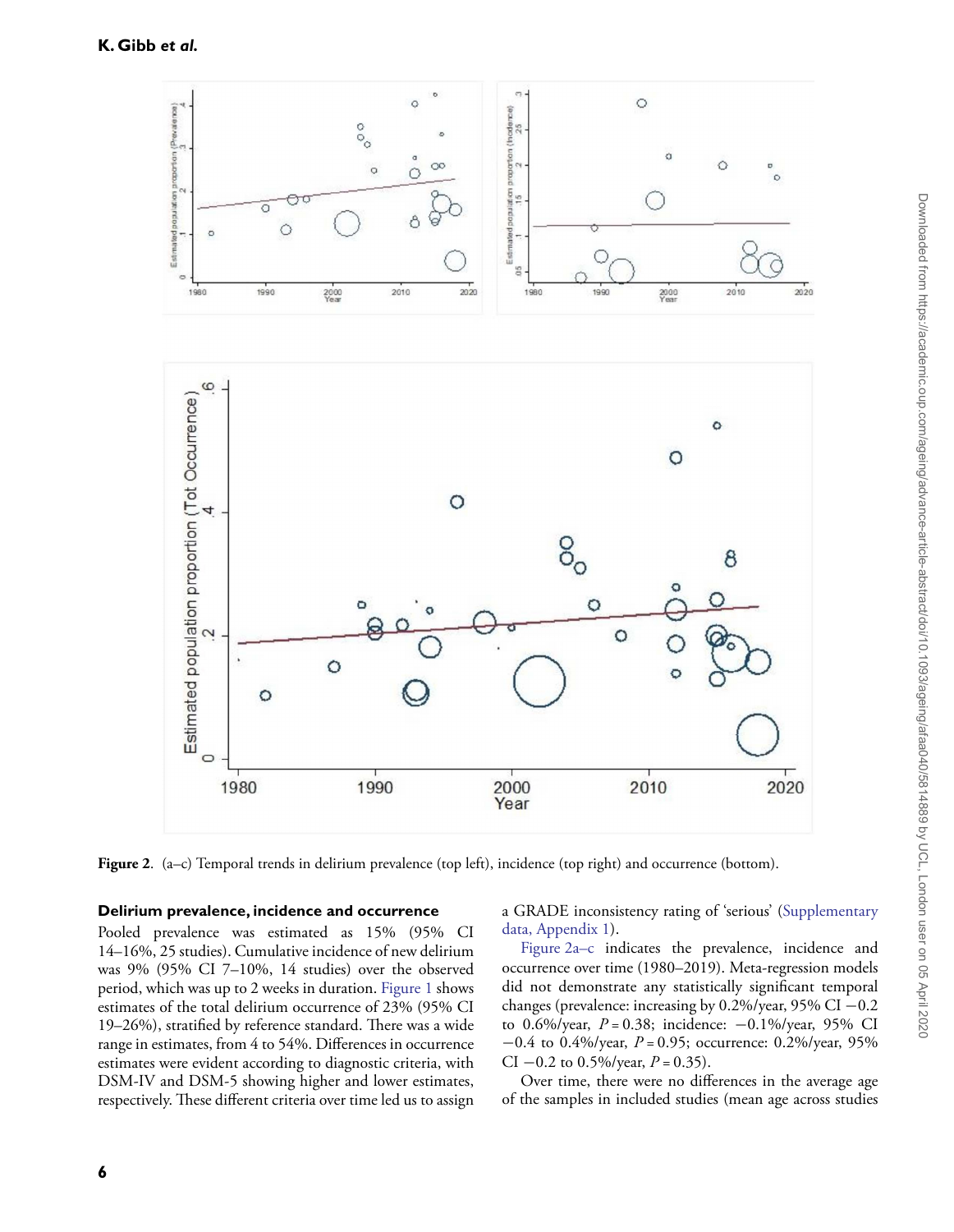Figure 2. (a–c) Temporal trends in delirium prevalence (top left), incidence (top right) and occurrence (bottom).

### Delirium prevalence, incidence and occurrence

Pooled prevalence was estimated as 15% (95% CI 14–16%, 25 studies). Cumulative incidence of new delirium was 9% (95% CI 7–10%, 14 studies) over the observed period, which was up to 2 weeks in duration. Figure 1 shows estimates of the total delirium occurrence of 23% (95% CI 19–26%), stratified by reference standard. There was a wide range in estimates, from 4 to 54%. Differences in occurrence estimates were evident according to diagnostic criteria, with DSM-IV and DSM-5 showing higher and lower estimates, respectively. These different criteria over time led us to assign a GRADE inconsistency rating of 'serious' (Supplementary data, Appendix 1).

Figure 2a–c indicates the prevalence, incidence and occurrence over time (1980–2019). Meta-regression models did not demonstrate any statistically significant temporal changes (prevalence: increasing by 0.2%/year, 95% CI −0.2 to 0.6%/year, $P = 0.38$; incidence: −0.1%/year, 95% CI −0.4 to 0.4%/year, $P = 0.95$; occurrence: 0.2%/year, 95% CI −0.2 to 0.5%/year, $P = 0.35$).

Over time, there were no differences in the average age of the samples in included studies (mean age across studies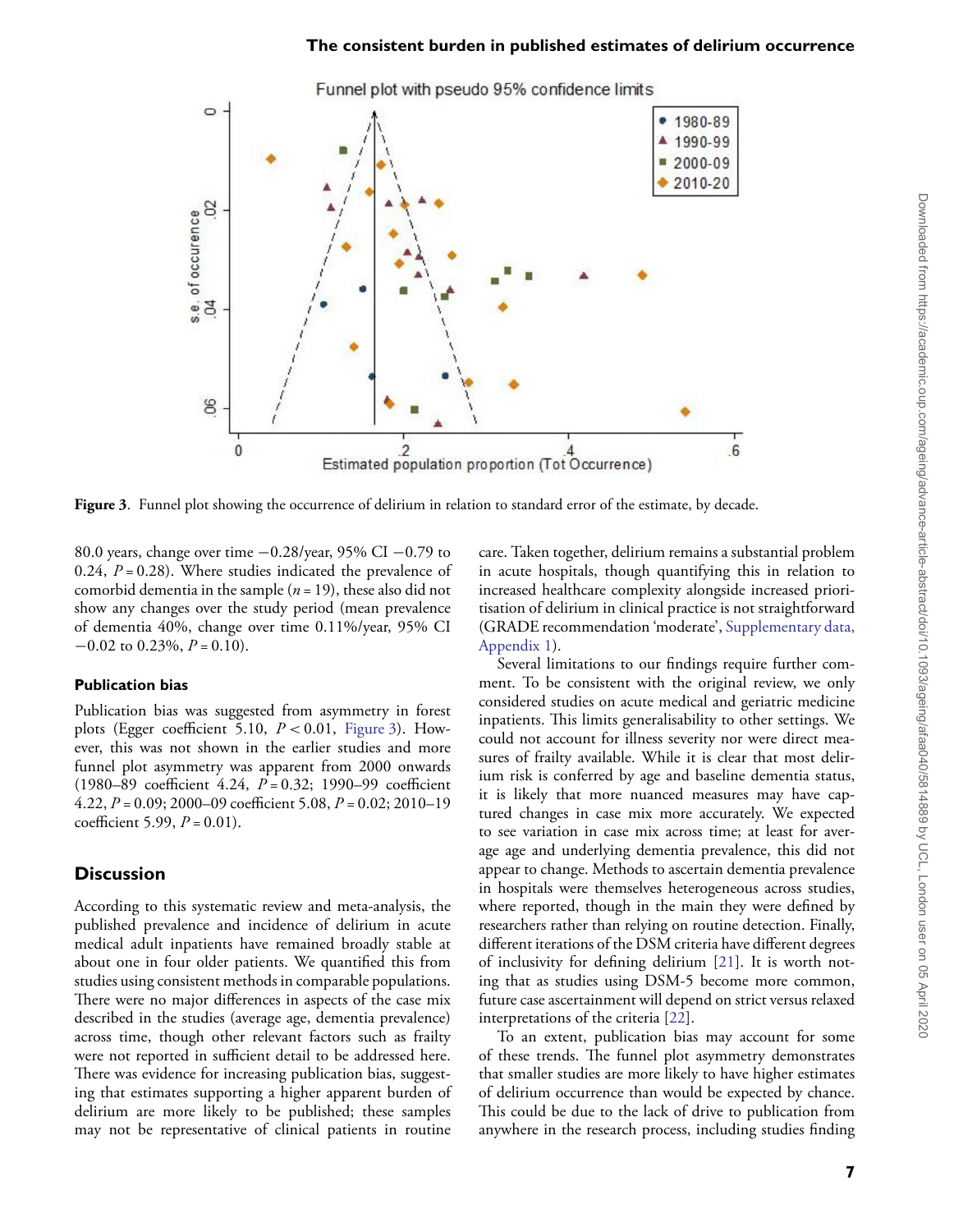Funnel plot with pseudo 95% confidence limits

s.e. of occurence

0

.02

.04

.06

Estimated population proportion (Tot Occurrence)

0

.2

.4

.6

1980-89

1990-99

2000-09

2010-20

**Figure 3**. Funnel plot showing the occurrence of delirium in relation to standard error of the estimate, by decade.

80.0 years, change over time −0.28/year, 95% CI −0.79 to 0.24, $P = 0.28$). Where studies indicated the prevalence of comorbid dementia in the sample ($n = 19$), these also did not show any changes over the study period (mean prevalence of dementia 40%, change over time 0.11%/year, 95% CI −0.02 to 0.23%, $P = 0.10$).

### Publication bias

Publication bias was suggested from asymmetry in forest plots (Egger coefficient 5.10, $P < 0.01$, Figure 3). However, this was not shown in the earlier studies and more funnel plot asymmetry was apparent from 2000 onwards (1980–89 coefficient 4.24, $P = 0.32$; 1990–99 coefficient 4.22, $P = 0.09$; 2000–09 coefficient 5.08, $P = 0.02$; 2010–19 coefficient 5.99, $P = 0.01$).

## Discussion

According to this systematic review and meta-analysis, the published prevalence and incidence of delirium in acute medical adult inpatients have remained broadly stable at about one in four older patients. We quantified this from studies using consistent methods in comparable populations. There were no major differences in aspects of the case mix described in the studies (average age, dementia prevalence) across time, though other relevant factors such as frailty were not reported in sufficient detail to be addressed here. There was evidence for increasing publication bias, suggesting that estimates supporting a higher apparent burden of delirium are more likely to be published; these samples may not be representative of clinical patients in routine care. Taken together, delirium remains a substantial problem in acute hospitals, though quantifying this in relation to increased healthcare complexity alongside increased prioritisation of delirium in clinical practice is not straightforward (GRADE recommendation 'moderate', Supplementary data, Appendix 1).

Several limitations to our findings require further comment. To be consistent with the original review, we only considered studies on acute medical and geriatric medicine inpatients. This limits generalisability to other settings. We could not account for illness severity nor were direct measures of frailty available. While it is clear that most delirium risk is conferred by age and baseline dementia status, it is likely that more nuanced measures may have captured changes in case mix more accurately. We expected to see variation in case mix across time; at least for average age and underlying dementia prevalence, this did not appear to change. Methods to ascertain dementia prevalence in hospitals were themselves heterogeneous across studies, where reported, though in the main they were defined by researchers rather than relying on routine detection. Finally, different iterations of the DSM criteria have different degrees of inclusivity for defining delirium [21]. It is worth noting that as studies using DSM-5 become more common, future case ascertainment will depend on strict versus relaxed interpretations of the criteria [22].

To an extent, publication bias may account for some of these trends. The funnel plot asymmetry demonstrates that smaller studies are more likely to have higher estimates of delirium occurrence than would be expected by chance. This could be due to the lack of drive to publication from anywhere in the research process, including studies finding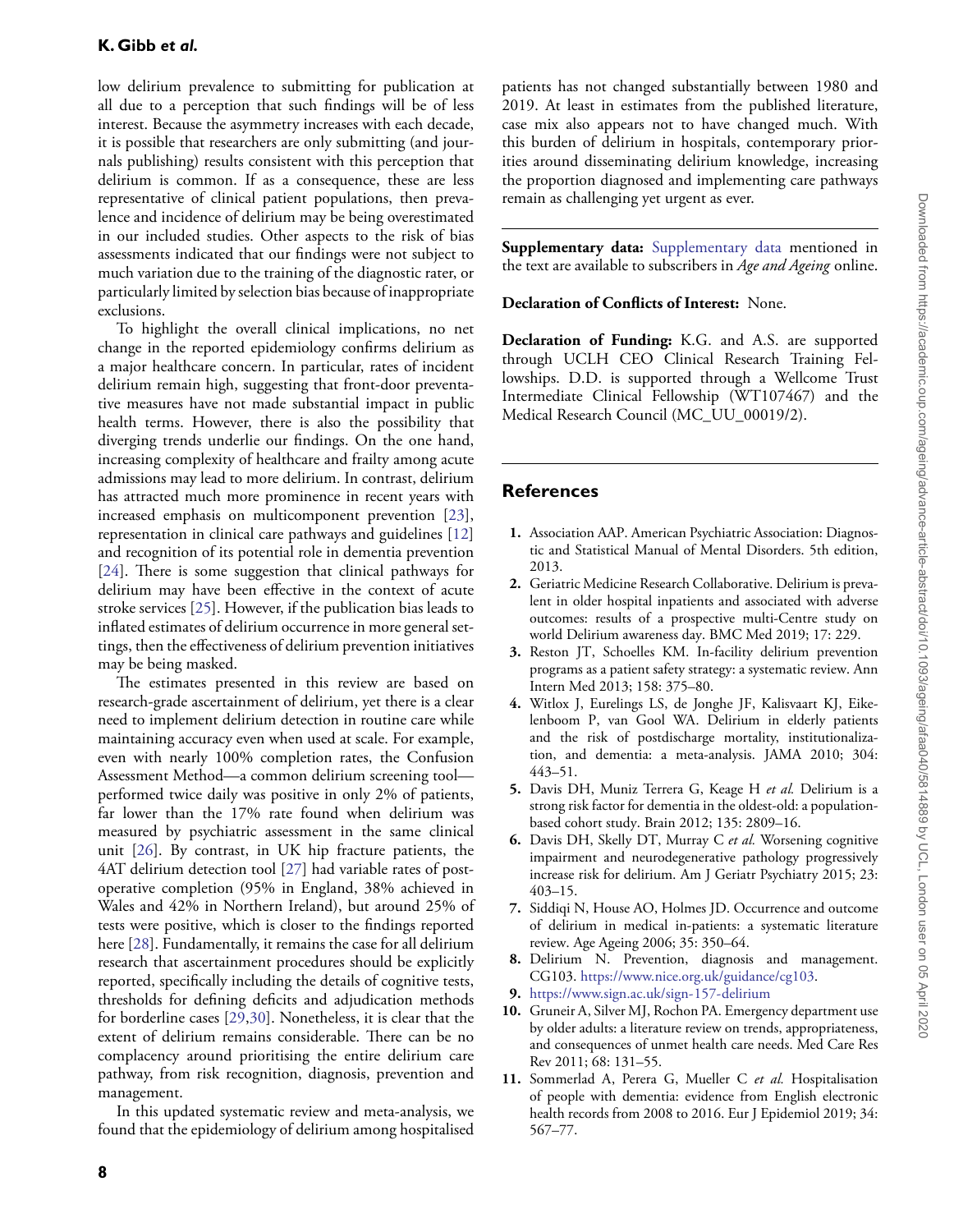low delirium prevalence to submitting for publication at all due to a perception that such findings will be of less interest. Because the asymmetry increases with each decade, it is possible that researchers are only submitting (and journals publishing) results consistent with this perception that delirium is common. If as a consequence, these are less representative of clinical patient populations, then prevalence and incidence of delirium may be being overestimated in our included studies. Other aspects to the risk of bias assessments indicated that our findings were not subject to much variation due to the training of the diagnostic rater, or particularly limited by selection bias because of inappropriate exclusions.

To highlight the overall clinical implications, no net change in the reported epidemiology confirms delirium as a major healthcare concern. In particular, rates of incident delirium remain high, suggesting that front-door preventative measures have not made substantial impact in public health terms. However, there is also the possibility that diverging trends underlie our findings. On the one hand, increasing complexity of healthcare and frailty among acute admissions may lead to more delirium. In contrast, delirium has attracted much more prominence in recent years with increased emphasis on multicomponent prevention [23], representation in clinical care pathways and guidelines [12] and recognition of its potential role in dementia prevention [24]. There is some suggestion that clinical pathways for delirium may have been effective in the context of acute stroke services [25]. However, if the publication bias leads to inflated estimates of delirium occurrence in more general settings, then the effectiveness of delirium prevention initiatives may be being masked.

The estimates presented in this review are based on research-grade ascertainment of delirium, yet there is a clear need to implement delirium detection in routine care while maintaining accuracy even when used at scale. For example, even with nearly 100% completion rates, the Confusion Assessment Method—a common delirium screening tool—performed twice daily was positive in only 2% of patients, far lower than the 17% rate found when delirium was measured by psychiatric assessment in the same clinical unit [26]. By contrast, in UK hip fracture patients, the 4AT delirium detection tool [27] had variable rates of post-operative completion (95% in England, 38% achieved in Wales and 42% in Northern Ireland), but around 25% of tests were positive, which is closer to the findings reported here [28]. Fundamentally, it remains the case for all delirium research that ascertainment procedures should be explicitly reported, specifically including the details of cognitive tests, thresholds for defining deficits and adjudication methods for borderline cases [29,30]. Nonetheless, it is clear that the extent of delirium remains considerable. There can be no complacency around prioritising the entire delirium care pathway, from risk recognition, diagnosis, prevention and management.

In this updated systematic review and meta-analysis, we found that the epidemiology of delirium among hospitalised patients has not changed substantially between 1980 and 2019. At least in estimates from the published literature, case mix also appears not to have changed much. With this burden of delirium in hospitals, contemporary priorities around disseminating delirium knowledge, increasing the proportion diagnosed and implementing care pathways remain as challenging yet urgent as ever.

**Supplementary data:** Supplementary data mentioned in the text are available to subscribers in *Age and Ageing* online.

**Declaration of Conflicts of Interest:** None.

**Declaration of Funding:** K.G. and A.S. are supported through UCLH CEO Clinical Research Training Fellowships. D.D. is supported through a Wellcome Trust Intermediate Clinical Fellowship (WT107467) and the Medical Research Council (MC_UU_00019/2).

## References

1. Association AAP. American Psychiatric Association: Diagnostic and Statistical Manual of Mental Disorders. 5th edition, 2013.
2. Geriatric Medicine Research Collaborative. Delirium is prevalent in older hospital inpatients and associated with adverse outcomes: results of a prospective multi-Centre study on world Delirium awareness day. BMC Med 2019; 17: 229.
3. Reston JT, Schoelles KM. In-facility delirium prevention programs as a patient safety strategy: a systematic review. Ann Intern Med 2013; 158: 375–80.
4. Witlox J, Eurelings LS, de Jonghe JF, Kalisvaart KJ, Eikelenboom P, van Gool WA. Delirium in elderly patients and the risk of postdischarge mortality, institutionalization, and dementia: a meta-analysis. JAMA 2010; 304: 443–51.
5. Davis DH, Muniz Terrera G, Keage H *et al.* Delirium is a strong risk factor for dementia in the oldest-old: a population-based cohort study. Brain 2012; 135: 2809–16.
6. Davis DH, Skelly DT, Murray C *et al.* Worsening cognitive impairment and neurodegenerative pathology progressively increase risk for delirium. Am J Geriatr Psychiatry 2015; 23: 403–15.
7. Siddiqi N, House AO, Holmes JD. Occurrence and outcome of delirium in medical in-patients: a systematic literature review. Age Ageing 2006; 35: 350–64.
8. Delirium N. Prevention, diagnosis and management. CG103. https://www.nice.org.uk/guidance/cg103.
9. https://www.sign.ac.uk/sign-157-delirium
10. Gruneir A, Silver MJ, Rochon PA. Emergency department use by older adults: a literature review on trends, appropriateness, and consequences of unmet health care needs. Med Care Res Rev 2011; 68: 131–55.
11. Sommerlad A, Perera G, Mueller C *et al.* Hospitalisation of people with dementia: evidence from English electronic health records from 2008 to 2016. Eur J Epidemiol 2019; 34: 567–77.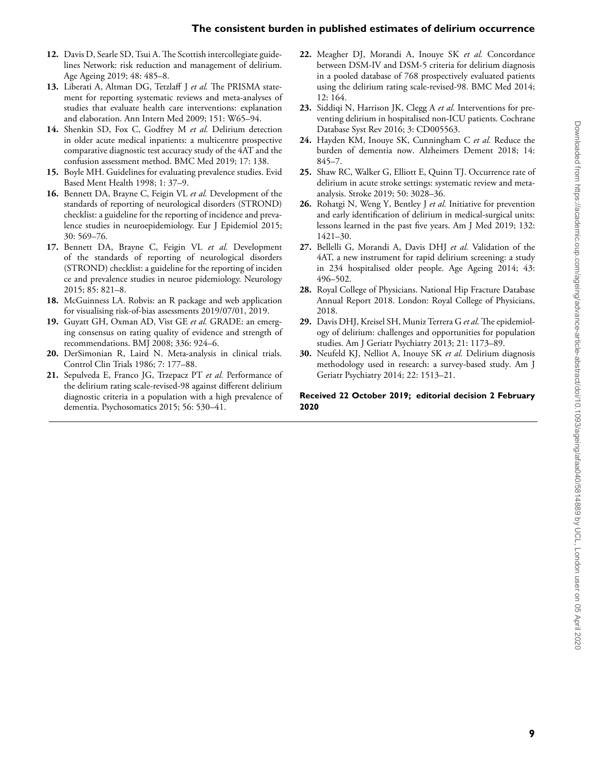12. Davis D, Searle SD, Tsui A. The Scottish intercollegiate guidelines Network: risk reduction and management of delirium. Age Ageing 2019; 48: 485–8.
13. Liberati A, Altman DG, Tetzlaff J *et al.* The PRISMA statement for reporting systematic reviews and meta-analyses of studies that evaluate health care interventions: explanation and elaboration. Ann Intern Med 2009; 151: W65–94.
14. Shenkin SD, Fox C, Godfrey M *et al.* Delirium detection in older acute medical inpatients: a multicentre prospective comparative diagnostic test accuracy study of the 4AT and the confusion assessment method. BMC Med 2019; 17: 138.
15. Boyle MH. Guidelines for evaluating prevalence studies. Evid Based Ment Health 1998; 1: 37–9.
16. Bennett DA, Brayne C, Feigin VL *et al.* Development of the standards of reporting of neurological disorders (STROND) checklist: a guideline for the reporting of incidence and prevalence studies in neuroepidemiology. Eur J Epidemiol 2015; 30: 569–76.
17. Bennett DA, Brayne C, Feigin VL *et al.* Development of the standards of reporting of neurological disorders (STROND) checklist: a guideline for the reporting of inciden ce and prevalence studies in neuroe pidemiology. Neurology 2015; 85: 821–8.
18. McGuinness LA. Robvis: an R package and web application for visualising risk-of-bias assessments 2019/07/01, 2019.
19. Guyatt GH, Oxman AD, Vist GE *et al.* GRADE: an emerging consensus on rating quality of evidence and strength of recommendations. BMJ 2008; 336: 924–6.
20. DerSimonian R, Laird N. Meta-analysis in clinical trials. Control Clin Trials 1986; 7: 177–88.
21. Sepulveda E, Franco JG, Trzepacz PT *et al.* Performance of the delirium rating scale-revised-98 against different delirium diagnostic criteria in a population with a high prevalence of dementia. Psychosomatics 2015; 56: 530–41.
22. Meagher DJ, Morandi A, Inouye SK *et al.* Concordance between DSM-IV and DSM-5 criteria for delirium diagnosis in a pooled database of 768 prospectively evaluated patients using the delirium rating scale-revised-98. BMC Med 2014; 12: 164.
23. Siddiqi N, Harrison JK, Clegg A *et al.* Interventions for preventing delirium in hospitalised non-ICU patients. Cochrane Database Syst Rev 2016; 3: CD005563.
24. Hayden KM, Inouye SK, Cunningham C *et al.* Reduce the burden of dementia now. Alzheimers Dement 2018; 14: 845–7.
25. Shaw RC, Walker G, Elliott E, Quinn TJ. Occurrence rate of delirium in acute stroke settings: systematic review and meta-analysis. Stroke 2019; 50: 3028–36.
26. Rohatgi N, Weng Y, Bentley J *et al.* Initiative for prevention and early identification of delirium in medical-surgical units: lessons learned in the past five years. Am J Med 2019; 132: 1421–30.
27. Bellelli G, Morandi A, Davis DHJ *et al.* Validation of the 4AT, a new instrument for rapid delirium screening: a study in 234 hospitalised older people. Age Ageing 2014; 43: 496–502.
28. Royal College of Physicians. National Hip Fracture Database Annual Report 2018. London: Royal College of Physicians, 2018.
29. Davis DHJ, Kreisel SH, Muniz Terrera G *et al.* The epidemiology of delirium: challenges and opportunities for population studies. Am J Geriatr Psychiatry 2013; 21: 1173–89.
30. Neufeld KJ, Nelliot A, Inouye SK *et al.* Delirium diagnosis methodology used in research: a survey-based study. Am J Geriatr Psychiatry 2014; 22: 1513–21.

**Received 22 October 2019; editorial decision 2 February 2020**